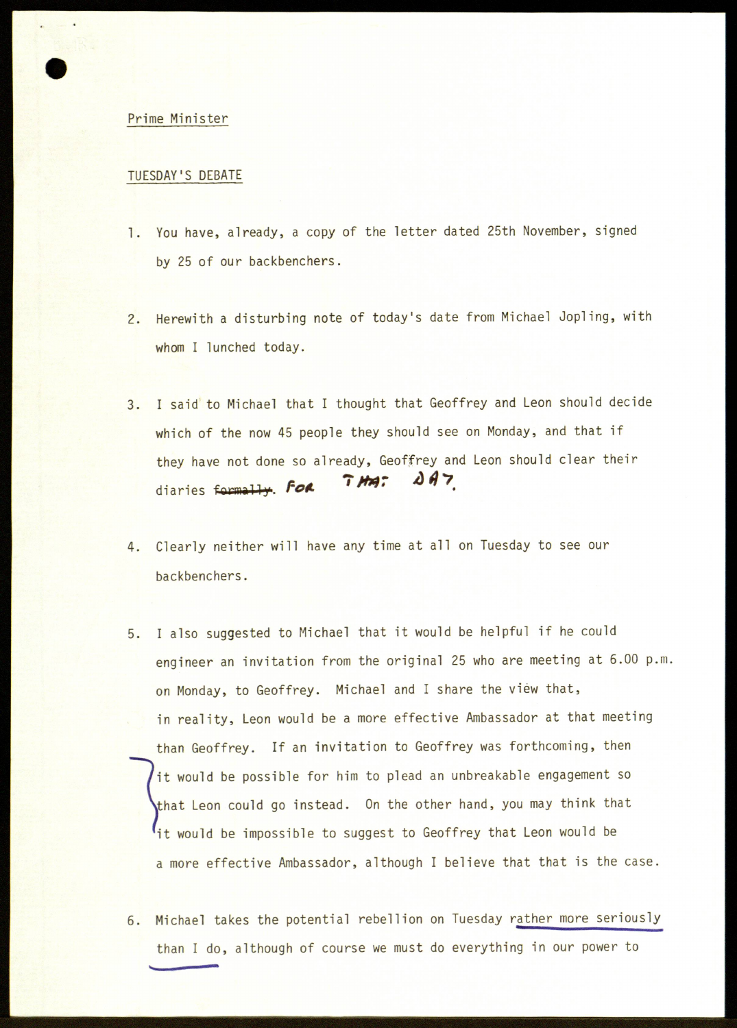Prime Minister

TUESDAY'S DEBATE

1. You have, already, a copy of the letter dated 25th November, signed by 25 of our backbenchers.

2. Herewith a disturbing note of today's date from Michael Jopling, with whom I lunched today.

3. I said to Michael that I thought that Geoffrey and Leon should decide which of the now 45 people they should see on Monday, and that if they have not done so already, Geoffrey and Leon should clear their diaries ~~formally~~. FOR THAT DAY.

4. Clearly neither will have any time at all on Tuesday to see our backbenchers.

5. I also suggested to Michael that it would be helpful if he could engineer an invitation from the original 25 who are meeting at 6.00 p.m. on Monday, to Geoffrey. Michael and I share the view that, in reality, Leon would be a more effective Ambassador at that meeting than Geoffrey. If an invitation to Geoffrey was forthcoming, then it would be possible for him to plead an unbreakable engagement so that Leon could go instead. On the other hand, you may think that it would be impossible to suggest to Geoffrey that Leon would be a more effective Ambassador, although I believe that that is the case.

6. Michael takes the potential rebellion on Tuesday rather more seriously than I do, although of course we must do everything in our power to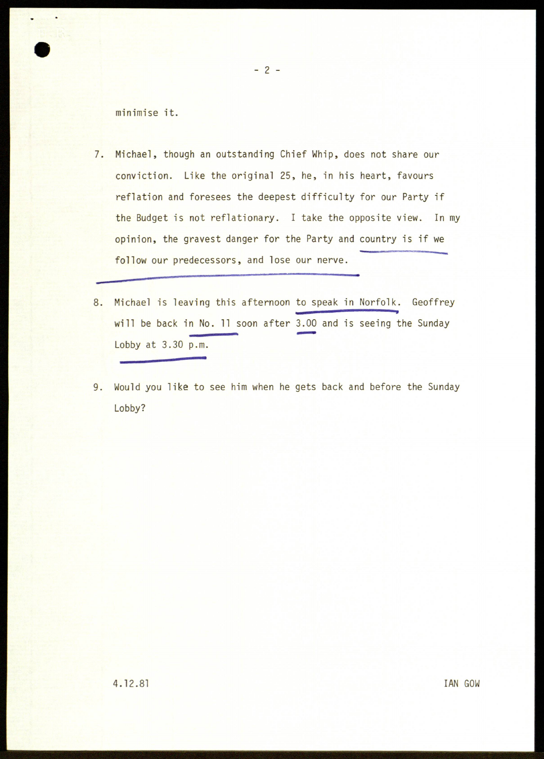minimise it.

7. Michael, though an outstanding Chief Whip, does not share our conviction. Like the original 25, he, in his heart, favours reflation and foresees the deepest difficulty for our Party if the Budget is not reflationary. I take the opposite view. In my opinion, the gravest danger for the Party and country is if we follow our predecessors, and lose our nerve.

8. Michael is leaving this afternoon to speak in Norfolk. Geoffrey will be back in No. 11 soon after 3.00 and is seeing the Sunday Lobby at 3.30 p.m.

9. Would you like to see him when he gets back and before the Sunday Lobby?

4.12.81

IAN GOW